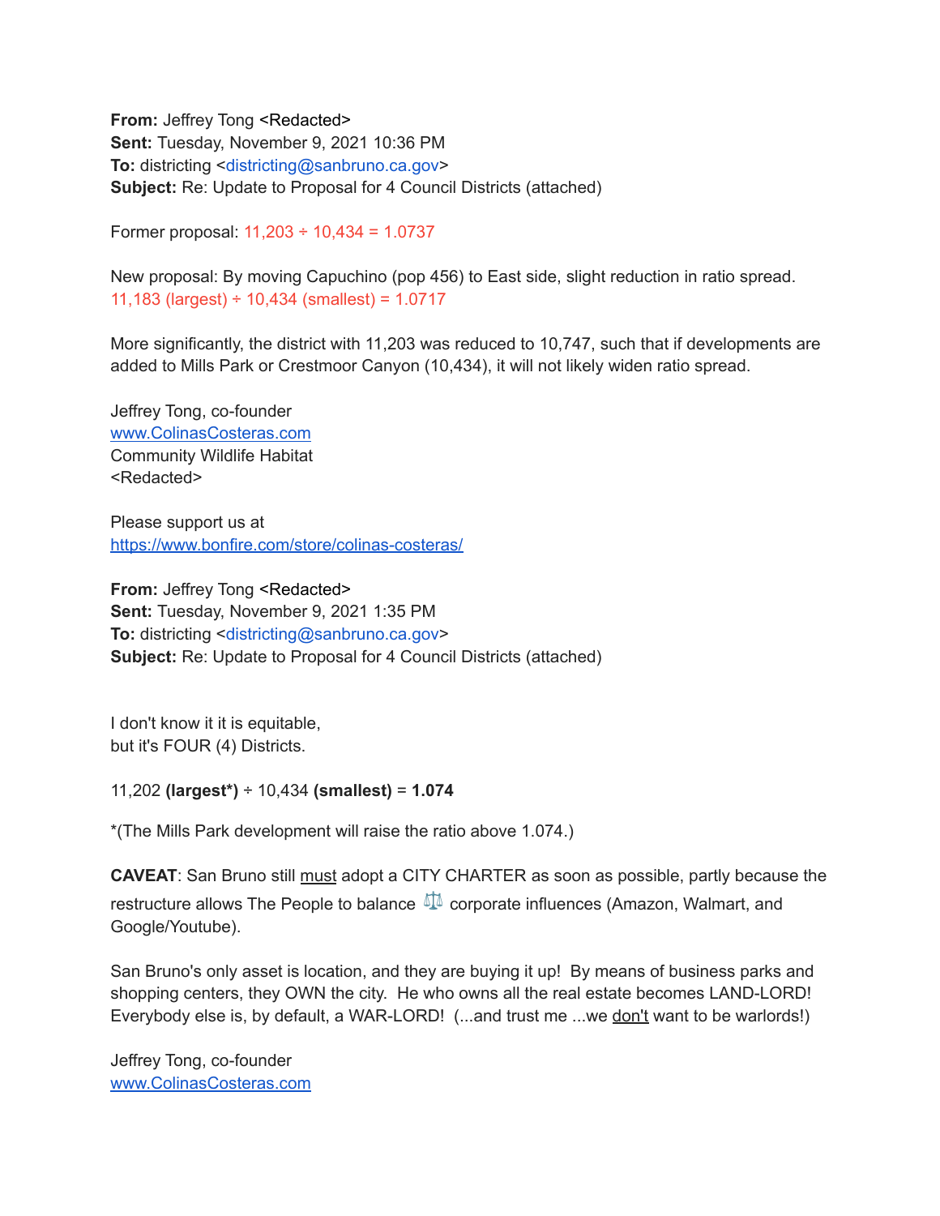**From:** Jeffrey Tong <Redacted>
**Sent:** Tuesday, November 9, 2021 10:36 PM
**To:** districting <districting@sanbruno.ca.gov>
**Subject:** Re: Update to Proposal for 4 Council Districts (attached)

Former proposal: 11,203 ÷ 10,434 = 1.0737

New proposal: By moving Capuchino (pop 456) to East side, slight reduction in ratio spread.
11,183 (largest) ÷ 10,434 (smallest) = 1.0717

More significantly, the district with 11,203 was reduced to 10,747, such that if developments are added to Mills Park or Crestmoor Canyon (10,434), it will not likely widen ratio spread.

Jeffrey Tong, co-founder
www.ColinasCosteras.com
Community Wildlife Habitat
<Redacted>

Please support us at
https://www.bonfire.com/store/colinas-costeras/

**From:** Jeffrey Tong <Redacted>
**Sent:** Tuesday, November 9, 2021 1:35 PM
**To:** districting <districting@sanbruno.ca.gov>
**Subject:** Re: Update to Proposal for 4 Council Districts (attached)

I don't know it it is equitable,
but it's FOUR (4) Districts.

11,202 **(largest*)** ÷ 10,434 **(smallest)** = **1.074**

*(The Mills Park development will raise the ratio above 1.074.)

**CAVEAT**: San Bruno still must adopt a CITY CHARTER as soon as possible, partly because the restructure allows The People to balance ⚖️ corporate influences (Amazon, Walmart, and Google/Youtube).

San Bruno's only asset is location, and they are buying it up! By means of business parks and shopping centers, they OWN the city. He who owns all the real estate becomes LAND-LORD! Everybody else is, by default, a WAR-LORD! (...and trust me ...we don't want to be warlords!)

Jeffrey Tong, co-founder
www.ColinasCosteras.com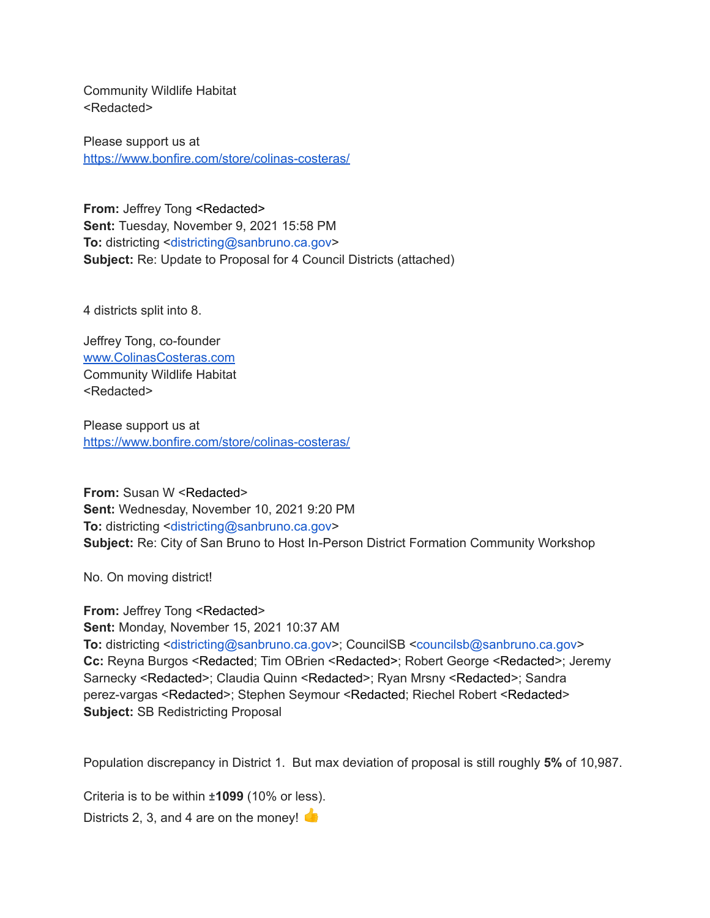Community Wildlife Habitat
<Redacted>

Please support us at
https://www.bonfire.com/store/colinas-costeras/

**From:** Jeffrey Tong <Redacted>
**Sent:** Tuesday, November 9, 2021 15:58 PM
**To:** districting <districting@sanbruno.ca.gov>
**Subject:** Re: Update to Proposal for 4 Council Districts (attached)

4 districts split into 8.

Jeffrey Tong, co-founder
www.ColinasCosteras.com
Community Wildlife Habitat
<Redacted>

Please support us at
https://www.bonfire.com/store/colinas-costeras/

**From:** Susan W <Redacted>
**Sent:** Wednesday, November 10, 2021 9:20 PM
**To:** districting <districting@sanbruno.ca.gov>
**Subject:** Re: City of San Bruno to Host In-Person District Formation Community Workshop

No. On moving district!

**From:** Jeffrey Tong <Redacted>
**Sent:** Monday, November 15, 2021 10:37 AM
**To:** districting <districting@sanbruno.ca.gov>; CouncilSB <councilsb@sanbruno.ca.gov>
**Cc:** Reyna Burgos <Redacted; Tim OBrien <Redacted>; Robert George <Redacted>; Jeremy Sarnecky <Redacted>; Claudia Quinn <Redacted>; Ryan Mrsny <Redacted>; Sandra perez-vargas <Redacted>; Stephen Seymour <Redacted; Riechel Robert <Redacted>
**Subject:** SB Redistricting Proposal

Population discrepancy in District 1. But max deviation of proposal is still roughly **5%** of 10,987.

Criteria is to be within **±1099** (10% or less).
Districts 2, 3, and 4 are on the money! 👍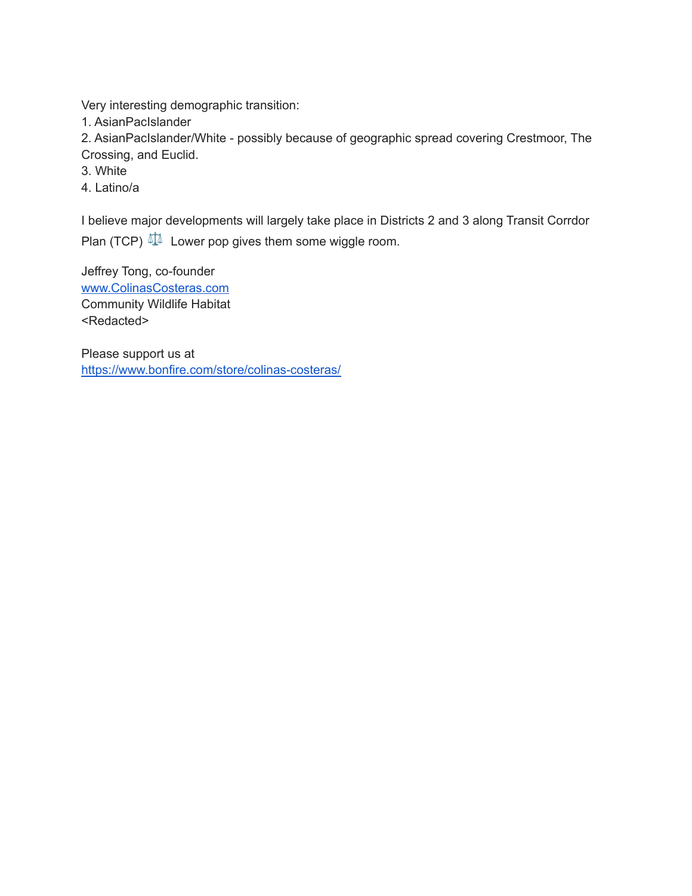Very interesting demographic transition:

1. AsianPacIslander
2. AsianPacIslander/White - possibly because of geographic spread covering Crestmoor, The Crossing, and Euclid.
3. White
4. Latino/a

I believe major developments will largely take place in Districts 2 and 3 along Transit Corrdor Plan (TCP) ⚖️ Lower pop gives them some wiggle room.

Jeffrey Tong, co-founder
[www.ColinasCosteras.com](http://www.ColinasCosteras.com)
Community Wildlife Habitat
<Redacted>

Please support us at
[https://www.bonfire.com/store/colinas-costeras/](https://www.bonfire.com/store/colinas-costeras/)